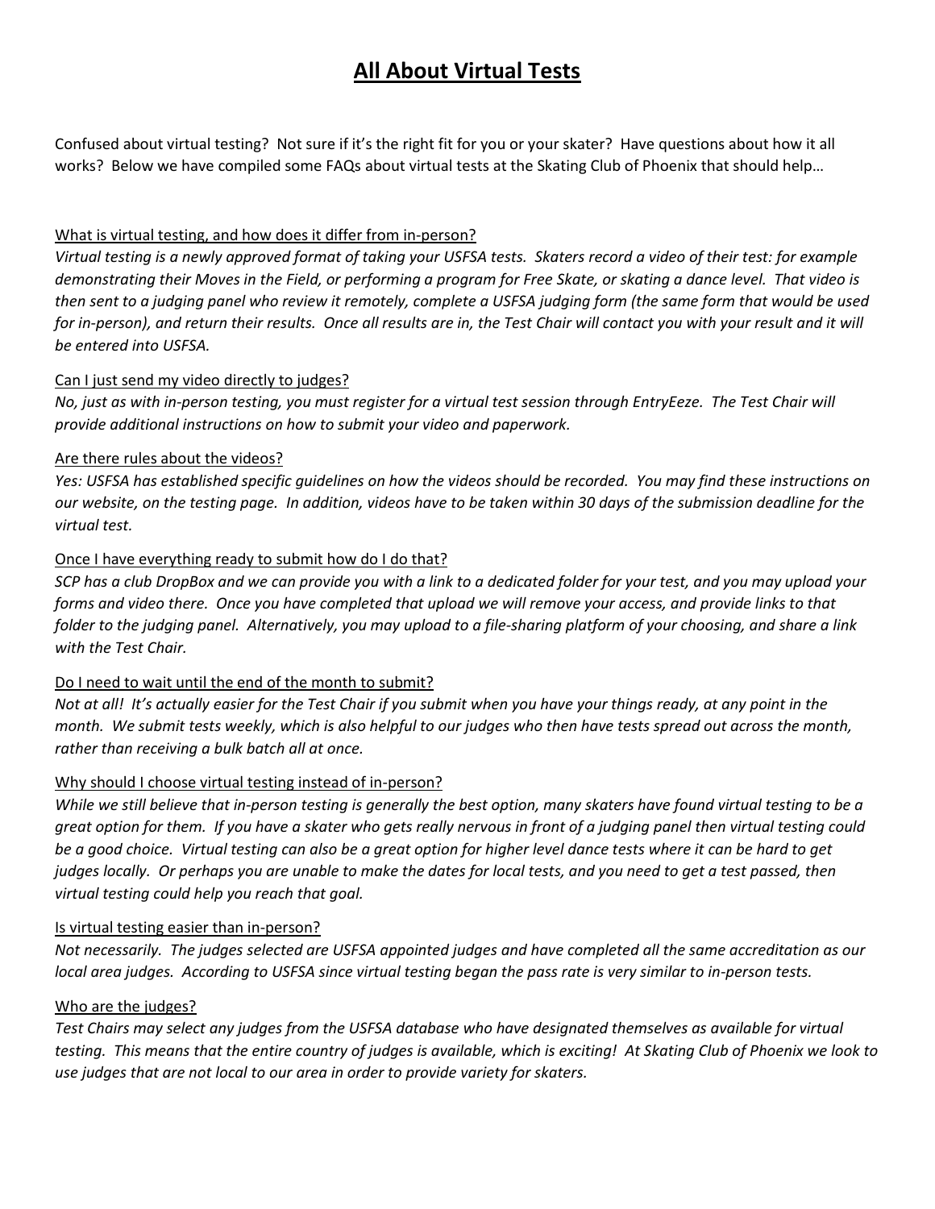# All About Virtual Tests

Confused about virtual testing? Not sure if it's the right fit for you or your skater? Have questions about how it all works? Below we have compiled some FAQs about virtual tests at the Skating Club of Phoenix that should help…

What is virtual testing, and how does it differ from in-person?

*Virtual testing is a newly approved format of taking your USFSA tests. Skaters record a video of their test: for example demonstrating their Moves in the Field, or performing a program for Free Skate, or skating a dance level. That video is then sent to a judging panel who review it remotely, complete a USFSA judging form (the same form that would be used for in-person), and return their results. Once all results are in, the Test Chair will contact you with your result and it will be entered into USFSA.*

Can I just send my video directly to judges?

*No, just as with in-person testing, you must register for a virtual test session through EntryEeze. The Test Chair will provide additional instructions on how to submit your video and paperwork.*

Are there rules about the videos?

*Yes: USFSA has established specific guidelines on how the videos should be recorded. You may find these instructions on our website, on the testing page. In addition, videos have to be taken within 30 days of the submission deadline for the virtual test.*

Once I have everything ready to submit how do I do that?

*SCP has a club DropBox and we can provide you with a link to a dedicated folder for your test, and you may upload your forms and video there. Once you have completed that upload we will remove your access, and provide links to that folder to the judging panel. Alternatively, you may upload to a file-sharing platform of your choosing, and share a link with the Test Chair.*

Do I need to wait until the end of the month to submit?

*Not at all! It's actually easier for the Test Chair if you submit when you have your things ready, at any point in the month. We submit tests weekly, which is also helpful to our judges who then have tests spread out across the month, rather than receiving a bulk batch all at once.*

Why should I choose virtual testing instead of in-person?

*While we still believe that in-person testing is generally the best option, many skaters have found virtual testing to be a great option for them. If you have a skater who gets really nervous in front of a judging panel then virtual testing could be a good choice. Virtual testing can also be a great option for higher level dance tests where it can be hard to get judges locally. Or perhaps you are unable to make the dates for local tests, and you need to get a test passed, then virtual testing could help you reach that goal.*

Is virtual testing easier than in-person?

*Not necessarily. The judges selected are USFSA appointed judges and have completed all the same accreditation as our local area judges. According to USFSA since virtual testing began the pass rate is very similar to in-person tests.*

Who are the judges?

*Test Chairs may select any judges from the USFSA database who have designated themselves as available for virtual testing. This means that the entire country of judges is available, which is exciting! At Skating Club of Phoenix we look to use judges that are not local to our area in order to provide variety for skaters.*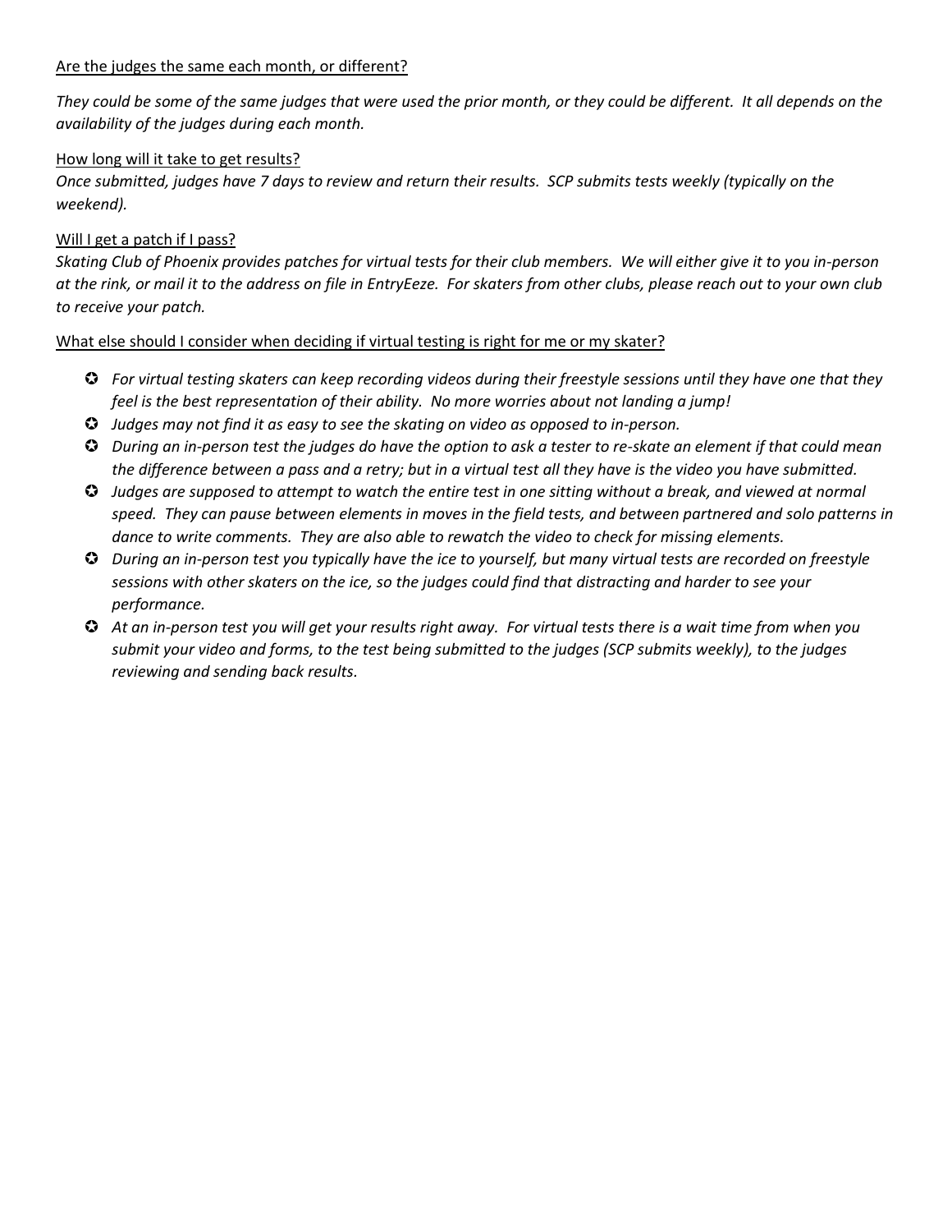<u>Are the judges the same each month, or different?</u>

*They could be some of the same judges that were used the prior month, or they could be different. It all depends on the availability of the judges during each month.*

<u>How long will it take to get results?</u>

*Once submitted, judges have 7 days to review and return their results. SCP submits tests weekly (typically on the weekend).*

<u>Will I get a patch if I pass?</u>

*Skating Club of Phoenix provides patches for virtual tests for their club members. We will either give it to you in-person at the rink, or mail it to the address on file in EntryEeze. For skaters from other clubs, please reach out to your own club to receive your patch.*

<u>What else should I consider when deciding if virtual testing is right for me or my skater?</u>

- *For virtual testing skaters can keep recording videos during their freestyle sessions until they have one that they feel is the best representation of their ability. No more worries about not landing a jump!*
- *Judges may not find it as easy to see the skating on video as opposed to in-person.*
- *During an in-person test the judges do have the option to ask a tester to re-skate an element if that could mean the difference between a pass and a retry; but in a virtual test all they have is the video you have submitted.*
- *Judges are supposed to attempt to watch the entire test in one sitting without a break, and viewed at normal speed. They can pause between elements in moves in the field tests, and between partnered and solo patterns in dance to write comments. They are also able to rewatch the video to check for missing elements.*
- *During an in-person test you typically have the ice to yourself, but many virtual tests are recorded on freestyle sessions with other skaters on the ice, so the judges could find that distracting and harder to see your performance.*
- *At an in-person test you will get your results right away. For virtual tests there is a wait time from when you submit your video and forms, to the test being submitted to the judges (SCP submits weekly), to the judges reviewing and sending back results.*